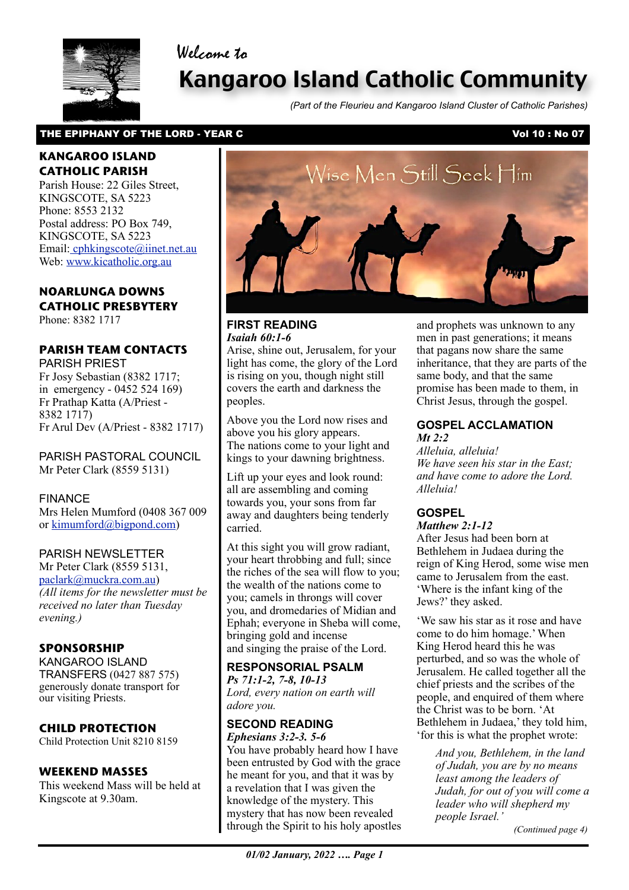Welcome to

# Kangaroo Island Catholic Community

*(Part of the Fleurieu and Kangaroo Island Cluster of Catholic Parishes)*

**THE EPIPHANY OF THE LORD - YEAR C**

## KANGAROO ISLAND CATHOLIC PARISH

Parish House: 22 Giles Street, KINGSCOTE, SA 5223
Phone: 8553 2132
Postal address: PO Box 749, KINGSCOTE, SA 5223
Email: cphkingscote@iinet.net.au
Web: www.kicatholic.org.au

## NOARLUNGA DOWNS CATHOLIC PRESBYTERY

Phone: 8382 1717

## PARISH TEAM CONTACTS

PARISH PRIEST
Fr Josy Sebastian (8382 1717; in emergency - 0452 524 169)
Fr Prathap Katta (A/Priest - 8382 1717)
Fr Arul Dev (A/Priest - 8382 1717)

PARISH PASTORAL COUNCIL
Mr Peter Clark (8559 5131)

FINANCE
Mrs Helen Mumford (0408 367 009 or kimumford@bigpond.com)

PARISH NEWSLETTER
Mr Peter Clark (8559 5131, paclark@muckra.com.au)
*(All items for the newsletter must be received no later than Tuesday evening.)*

## SPONSORSHIP

KANGAROO ISLAND TRANSFERS (0427 887 575) generously donate transport for our visiting Priests.

## CHILD PROTECTION

Child Protection Unit 8210 8159

## WEEKEND MASSES

This weekend Mass will be held at Kingscote at 9.30am.

Wise Men Still Seek Him

## FIRST READING

***Isaiah 60:1-6***

Arise, shine out, Jerusalem, for your light has come, the glory of the Lord is rising on you, though night still covers the earth and darkness the peoples.

Above you the Lord now rises and above you his glory appears.
The nations come to your light and kings to your dawning brightness.

Lift up your eyes and look round: all are assembling and coming towards you, your sons from far away and daughters being tenderly carried.

At this sight you will grow radiant, your heart throbbing and full; since the riches of the sea will flow to you; the wealth of the nations come to you; camels in throngs will cover you, and dromedaries of Midian and Ephah; everyone in Sheba will come, bringing gold and incense
and singing the praise of the Lord.

## RESPONSORIAL PSALM

***Ps 71:1-2, 7-8, 10-13***

*Lord, every nation on earth will adore you.*

## SECOND READING

***Ephesians 3:2-3. 5-6***

You have probably heard how I have been entrusted by God with the grace he meant for you, and that it was by a revelation that I was given the knowledge of the mystery. This mystery that has now been revealed through the Spirit to his holy apostles and prophets was unknown to any men in past generations; it means that pagans now share the same inheritance, that they are parts of the same body, and that the same promise has been made to them, in Christ Jesus, through the gospel.

## GOSPEL ACCLAMATION

***Mt 2:2***

*Alleluia, alleluia!*
*We have seen his star in the East; and have come to adore the Lord.*
*Alleluia!*

## GOSPEL

***Matthew 2:1-12***

After Jesus had been born at Bethlehem in Judaea during the reign of King Herod, some wise men came to Jerusalem from the east. 'Where is the infant king of the Jews?' they asked.

'We saw his star as it rose and have come to do him homage.' When King Herod heard this he was perturbed, and so was the whole of Jerusalem. He called together all the chief priests and the scribes of the people, and enquired of them where the Christ was to be born. 'At Bethlehem in Judaea,' they told him, 'for this is what the prophet wrote:

> *And you, Bethlehem, in the land of Judah, you are by no means least among the leaders of Judah, for out of you will come a leader who will shepherd my people Israel.'*

*(Continued page 4)*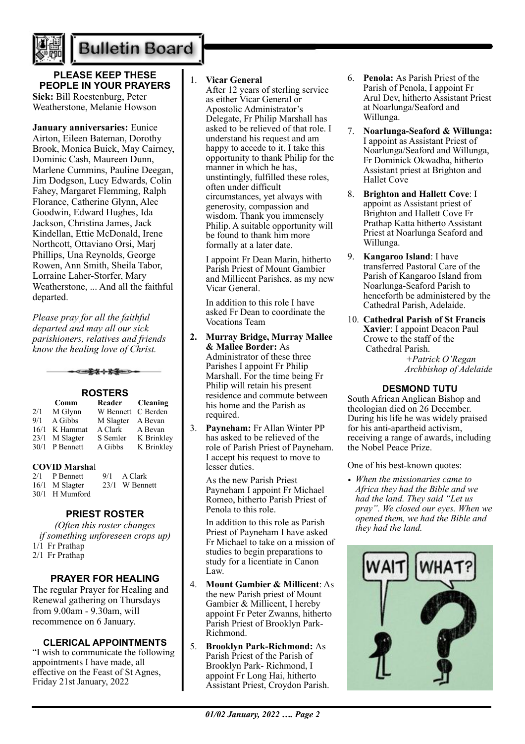# Bulletin Board

### PLEASE KEEP THESE PEOPLE IN YOUR PRAYERS

**Sick:** Bill Roestenburg, Peter Weatherstone, Melanie Howson

**January anniversaries:** Eunice Airton, Eileen Bateman, Dorothy Brook, Monica Buick, May Cairney, Dominic Cash, Maureen Dunn, Marlene Cummins, Pauline Deegan, Jim Dodgson, Lucy Edwards, Colin Fahey, Margaret Flemming, Ralph Florance, Catherine Glynn, Alec Goodwin, Edward Hughes, Ida Jackson, Christina James, Jack Kindellan, Ettie McDonald, Irene Northcott, Ottaviano Orsi, Marj Phillips, Una Reynolds, George Rowen, Ann Smith, Sheila Tabor, Lorraine Laher-Storfer, Mary Weatherstone, ... And all the faithful departed.

*Please pray for all the faithful departed and may all our sick parishioners, relatives and friends know the healing love of Christ.*

### ROSTERS

| | Comm | Reader | Cleaning |
|---|---|---|---|
| 2/1 | M Glynn | W Bennett | C Berden |
| 9/1 | A Gibbs | M Slagter | A Bevan |
| 16/1 | K Hammat | A Clark | A Bevan |
| 23/1 | M Slagter | S Semler | K Brinkley |
| 30/1 | P Bennett | A Gibbs | K Brinkley |

**COVID Marshal**

| | | | |
|---|---|---|---|
| 2/1 | P Bennett | 9/1 | A Clark |
| 16/1 | M Slagter | 23/1 | W Bennett |
| 30/1 | H Mumford | | |

### PRIEST ROSTER

*(Often this roster changes if something unforeseen crops up)*

1/1 Fr Prathap
2/1 Fr Prathap

### PRAYER FOR HEALING

The regular Prayer for Healing and Renewal gathering on Thursdays from 9.00am - 9.30am, will recommence on 6 January.

### CLERICAL APPOINTMENTS

"I wish to communicate the following appointments I have made, all effective on the Feast of St Agnes, Friday 21st January, 2022

1. **Vicar General**
   After 12 years of sterling service as either Vicar General or Apostolic Administrator's Delegate, Fr Philip Marshall has asked to be relieved of that role. I understand his request and am happy to accede to it. I take this opportunity to thank Philip for the manner in which he has, unstintingly, fulfilled these roles, often under difficult circumstances, yet always with generosity, compassion and wisdom. Thank you immensely Philip. A suitable opportunity will be found to thank him more formally at a later date.

   I appoint Fr Dean Marin, hitherto Parish Priest of Mount Gambier and Millicent Parishes, as my new Vicar General.

   In addition to this role I have asked Fr Dean to coordinate the Vocations Team

2. **Murray Bridge, Murray Mallee & Mallee Border:** As Administrator of these three Parishes I appoint Fr Philip Marshall. For the time being Fr Philip will retain his present residence and commute between his home and the Parish as required.

3. **Payneham:** Fr Allan Winter PP has asked to be relieved of the role of Parish Priest of Payneham. I accept his request to move to lesser duties.

   As the new Parish Priest Payneham I appoint Fr Michael Romeo, hitherto Parish Priest of Penola to this role.

   In addition to this role as Parish Priest of Payneham I have asked Fr Michael to take on a mission of studies to begin preparations to study for a licentiate in Canon Law.

4. **Mount Gambier & Millicent**: As the new Parish priest of Mount Gambier & Millicent, I hereby appoint Fr Peter Zwanns, hitherto Parish Priest of Brooklyn Park-Richmond.

5. **Brooklyn Park-Richmond:** As Parish Priest of the Parish of Brooklyn Park- Richmond, I appoint Fr Long Hai, hitherto Assistant Priest, Croydon Parish.

6. **Penola:** As Parish Priest of the Parish of Penola, I appoint Fr Arul Dev, hitherto Assistant Priest at Noarlunga/Seaford and Willunga.

7. **Noarlunga-Seaford & Willunga:** I appoint as Assistant Priest of Noarlunga/Seaford and Willunga, Fr Dominick Okwadha, hitherto Assistant priest at Brighton and Hallet Cove

8. **Brighton and Hallett Cove**: I appoint as Assistant priest of Brighton and Hallett Cove Fr Prathap Katta hitherto Assistant Priest at Noarlunga Seaford and Willunga.

9. **Kangaroo Island**: I have transferred Pastoral Care of the Parish of Kangaroo Island from Noarlunga-Seaford Parish to henceforth be administered by the Cathedral Parish, Adelaide.

10. **Cathedral Parish of St Francis Xavier**: I appoint Deacon Paul Crowe to the staff of the Cathedral Parish.

*+Patrick O'Regan*
*Archbishop of Adelaide*

### DESMOND TUTU

South African Anglican Bishop and theologian died on 26 December. During his life he was widely praised for his anti-apartheid activism, receiving a range of awards, including the Nobel Peace Prize.

One of his best-known quotes:

- *When the missionaries came to Africa they had the Bible and we had the land. They said "Let us pray". We closed our eyes. When we opened them, we had the Bible and they had the land.*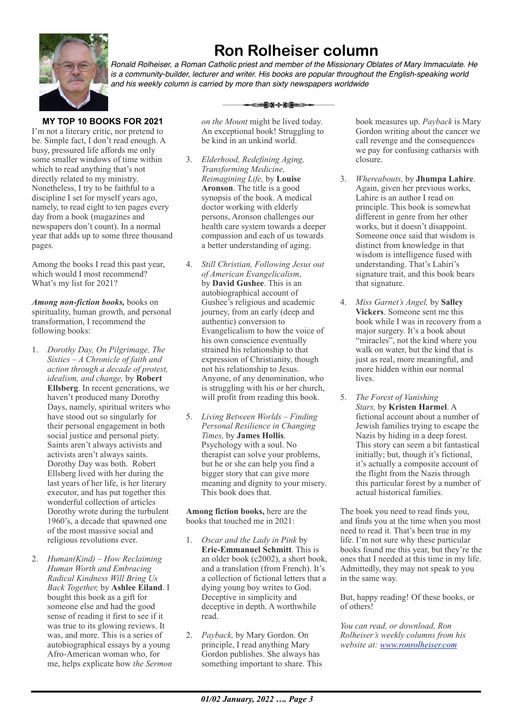# Ron Rolheiser column

*Ronald Rolheiser, a Roman Catholic priest and member of the Missionary Oblates of Mary Immaculate. He is a community-builder, lecturer and writer. His books are popular throughout the English-speaking world and his weekly column is carried by more than sixty newspapers worldwide*

## MY TOP 10 BOOKS FOR 2021

I'm not a literary critic, nor pretend to be. Simple fact, I don't read enough. A busy, pressured life affords me only some smaller windows of time within which to read anything that's not directly related to my ministry. Nonetheless, I try to be faithful to a discipline I set for myself years ago, namely, to read eight to ten pages every day from a book (magazines and newspapers don't count). In a normal year that adds up to some three thousand pages.

Among the books I read this past year, which would I most recommend? What's my list for 2021?

***Among non-fiction books,*** books on spirituality, human growth, and personal transformation, I recommend the following books:

1. *Dorothy Day, On Pilgrimage, The Sixties – A Chronicle of faith and action through a decade of protest, idealism, and change,* by **Robert Ellsberg**. In recent generations, we haven't produced many Dorothy Days, namely, spiritual writers who have stood out so singularly for their personal engagement in both social justice and personal piety. Saints aren't always activists and activists aren't always saints. Dorothy Day was both. Robert Ellsberg lived with her during the last years of her life, is her literary executor, and has put together this wonderful collection of articles Dorothy wrote during the turbulent 1960's, a decade that spawned one of the most massive social and religious revolutions ever.

2. *Human(Kind) – How Reclaiming Human Worth and Embracing Radical Kindness Will Bring Us Back Together,* by **Ashlee Eiland**. I bought this book as a gift for someone else and had the good sense of reading it first to see if it was true to its glowing reviews. It was, and more. This is a series of autobiographical essays by a young Afro-American woman who, for me, helps explicate how *the Sermon on the Mount* might be lived today. An exceptional book! Struggling to be kind in an unkind world.

3. *Elderhood, Redefining Aging, Transforming Medicine, Reimagining Life,* by **Louise Aronson**. The title is a good synopsis of the book. A medical doctor working with elderly persons, Aronson challenges our health care system towards a deeper compassion and each of us towards a better understanding of aging.

4. *Still Christian, Following Jesus out of American Evangelicalism*, by **David Gushee**. This is an autobiographical account of Gushee's religious and academic journey, from an early (deep and authentic) conversion to Evangelicalism to how the voice of his own conscience eventually strained his relationship to that expression of Christianity, though not his relationship to Jesus. Anyone, of any denomination, who is struggling with his or her church, will profit from reading this book.

5. *Living Between Worlds – Finding Personal Resilience in Changing Times,* by **James Hollis**. Psychology with a soul. No therapist can solve your problems, but he or she can help you find a bigger story that can give more meaning and dignity to your misery. This book does that.

**Among fiction books,** here are the books that touched me in 2021:

1. *Oscar and the Lady in Pink* by **Eric-Emmanuel Schmitt**. This is an older book (c2002), a short book, and a translation (from French). It's a collection of fictional letters that a dying young boy writes to God. Deceptive in simplicity and deceptive in depth. A worthwhile read.

2. *Payback,* by Mary Gordon. On principle, I read anything Mary Gordon publishes. She always has something important to share. This book measures up. *Payback* is Mary Gordon writing about the cancer we call revenge and the consequences we pay for confusing catharsis with closure.

3. *Whereabouts,* by **Jhumpa Lahire**. Again, given her previous works, Lahire is an author I read on principle. This book is somewhat different in genre from her other works, but it doesn't disappoint. Someone once said that wisdom is distinct from knowledge in that wisdom is intelligence fused with understanding. That's Lahiri's signature trait, and this book bears that signature.

4. *Miss Garnet's Angel,* by **Salley Vickers**. Someone sent me this book while I was in recovery from a major surgery. It's a book about "miracles", not the kind where you walk on water, but the kind that is just as real, more meaningful, and more hidden within our normal lives.

5. *The Forest of Vanishing Stars,* by **Kristen Harmel**. A fictional account about a number of Jewish families trying to escape the Nazis by hiding in a deep forest. This story can seem a bit fantastical initially; but, though it's fictional, it's actually a composite account of the flight from the Nazis through this particular forest by a number of actual historical families.

The book you need to read finds you, and finds you at the time when you most need to read it. That's been true in my life. I'm not sure why these particular books found me this year, but they're the ones that I needed at this time in my life. Admittedly, they may not speak to you in the same way.

But, happy reading! Of these books, or of others!

*You can read, or download, Ron Rolheiser's weekly columns from his website at: [www.ronrolheiser.com](http://www.ronrolheiser.com)*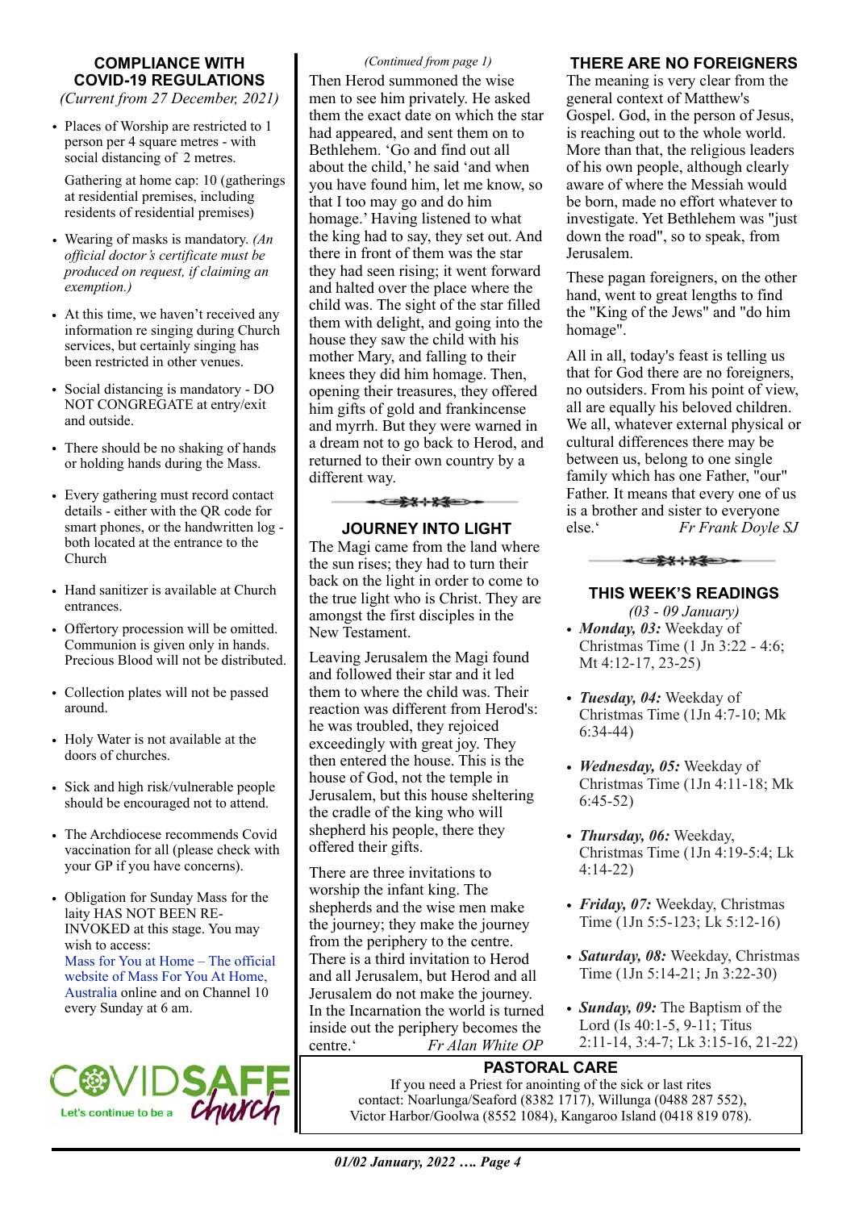## COMPLIANCE WITH COVID-19 REGULATIONS

*(Current from 27 December, 2021)*

- Places of Worship are restricted to 1 person per 4 square metres - with social distancing of 2 metres.

  Gathering at home cap: 10 (gatherings at residential premises, including residents of residential premises)

- Wearing of masks is mandatory. *(An official doctor's certificate must be produced on request, if claiming an exemption.)*
- At this time, we haven't received any information re singing during Church services, but certainly singing has been restricted in other venues.
- Social distancing is mandatory - DO NOT CONGREGATE at entry/exit and outside.
- There should be no shaking of hands or holding hands during the Mass.
- Every gathering must record contact details - either with the QR code for smart phones, or the handwritten log - both located at the entrance to the Church
- Hand sanitizer is available at Church entrances.
- Offertory procession will be omitted. Communion is given only in hands. Precious Blood will not be distributed.
- Collection plates will not be passed around.
- Holy Water is not available at the doors of churches.
- Sick and high risk/vulnerable people should be encouraged not to attend.
- The Archdiocese recommends Covid vaccination for all (please check with your GP if you have concerns).
- Obligation for Sunday Mass for the laity HAS NOT BEEN RE-INVOKED at this stage. You may wish to access: Mass for You at Home – The official website of Mass For You At Home, Australia online and on Channel 10 every Sunday at 6 am.

COVIDSAFE church
Let's continue to be a

*(Continued from page 1)*

Then Herod summoned the wise men to see him privately. He asked them the exact date on which the star had appeared, and sent them on to Bethlehem. 'Go and find out all about the child,' he said 'and when you have found him, let me know, so that I too may go and do him homage.' Having listened to what the king had to say, they set out. And there in front of them was the star they had seen rising; it went forward and halted over the place where the child was. The sight of the star filled them with delight, and going into the house they saw the child with his mother Mary, and falling to their knees they did him homage. Then, opening their treasures, they offered him gifts of gold and frankincense and myrrh. But they were warned in a dream not to go back to Herod, and returned to their own country by a different way.

## JOURNEY INTO LIGHT

The Magi came from the land where the sun rises; they had to turn their back on the light in order to come to the true light who is Christ. They are amongst the first disciples in the New Testament.

Leaving Jerusalem the Magi found and followed their star and it led them to where the child was. Their reaction was different from Herod's: he was troubled, they rejoiced exceedingly with great joy. They then entered the house. This is the house of God, not the temple in Jerusalem, but this house sheltering the cradle of the king who will shepherd his people, there they offered their gifts.

There are three invitations to worship the infant king. The shepherds and the wise men make the journey; they make the journey from the periphery to the centre. There is a third invitation to Herod and all Jerusalem, but Herod and all Jerusalem do not make the journey. In the Incarnation the world is turned inside out the periphery becomes the centre.'  *Fr Alan White OP*

## THERE ARE NO FOREIGNERS

The meaning is very clear from the general context of Matthew's Gospel. God, in the person of Jesus, is reaching out to the whole world. More than that, the religious leaders of his own people, although clearly aware of where the Messiah would be born, made no effort whatever to investigate. Yet Bethlehem was "just down the road", so to speak, from Jerusalem.

These pagan foreigners, on the other hand, went to great lengths to find the "King of the Jews" and "do him homage".

All in all, today's feast is telling us that for God there are no foreigners, no outsiders. From his point of view, all are equally his beloved children. We all, whatever external physical or cultural differences there may be between us, belong to one single family which has one Father, "our" Father. It means that every one of us is a brother and sister to everyone else.'  *Fr Frank Doyle SJ*

## THIS WEEK'S READINGS

*(03 - 09 January)*

- ***Monday, 03:*** Weekday of Christmas Time (1 Jn 3:22 - 4:6; Mt 4:12-17, 23-25)
- ***Tuesday, 04:*** Weekday of Christmas Time (1Jn 4:7-10; Mk 6:34-44)
- ***Wednesday, 05:*** Weekday of Christmas Time (1Jn 4:11-18; Mk 6:45-52)
- ***Thursday, 06:*** Weekday, Christmas Time (1Jn 4:19-5:4; Lk 4:14-22)
- ***Friday, 07:*** Weekday, Christmas Time (1Jn 5:5-123; Lk 5:12-16)
- ***Saturday, 08:*** Weekday, Christmas Time (1Jn 5:14-21; Jn 3:22-30)
- ***Sunday, 09:*** The Baptism of the Lord (Is 40:1-5, 9-11; Titus 2:11-14, 3:4-7; Lk 3:15-16, 21-22)

## PASTORAL CARE

If you need a Priest for anointing of the sick or last rites contact: Noarlunga/Seaford (8382 1717), Willunga (0488 287 552), Victor Harbor/Goolwa (8552 1084), Kangaroo Island (0418 819 078).